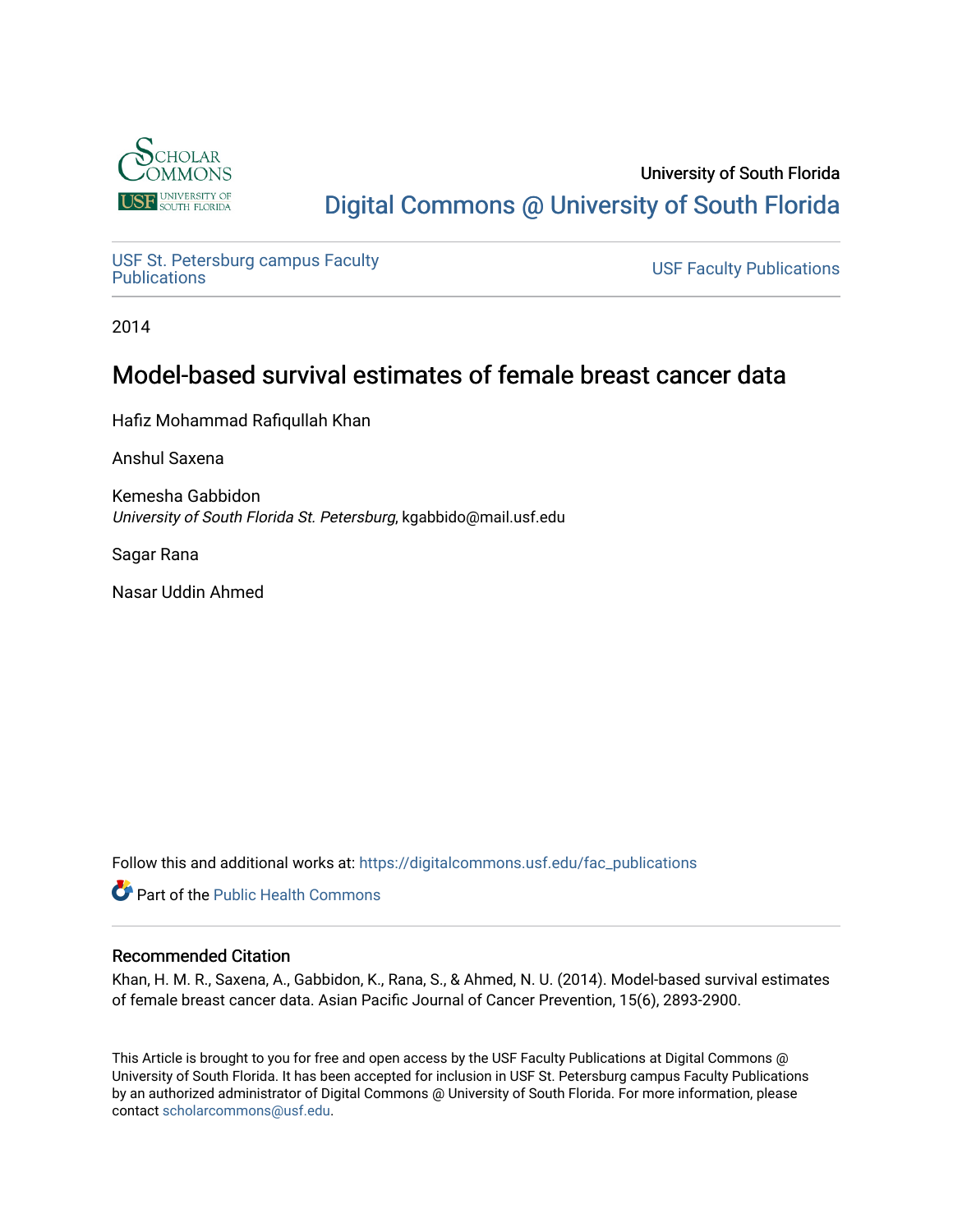University of South Florida

Digital Commons @ University of South Florida

USF St. Petersburg campus Faculty Publications

USF Faculty Publications

2014

# Model-based survival estimates of female breast cancer data

Hafiz Mohammad Rafiqullah Khan

Anshul Saxena

Kemesha Gabbidon
*University of South Florida St. Petersburg*, kgabbido@mail.usf.edu

Sagar Rana

Nasar Uddin Ahmed

Follow this and additional works at: https://digitalcommons.usf.edu/fac_publications

Part of the Public Health Commons

## Recommended Citation

Khan, H. M. R., Saxena, A., Gabbidon, K., Rana, S., & Ahmed, N. U. (2014). Model-based survival estimates of female breast cancer data. Asian Pacific Journal of Cancer Prevention, 15(6), 2893-2900.

This Article is brought to you for free and open access by the USF Faculty Publications at Digital Commons @ University of South Florida. It has been accepted for inclusion in USF St. Petersburg campus Faculty Publications by an authorized administrator of Digital Commons @ University of South Florida. For more information, please contact scholarcommons@usf.edu.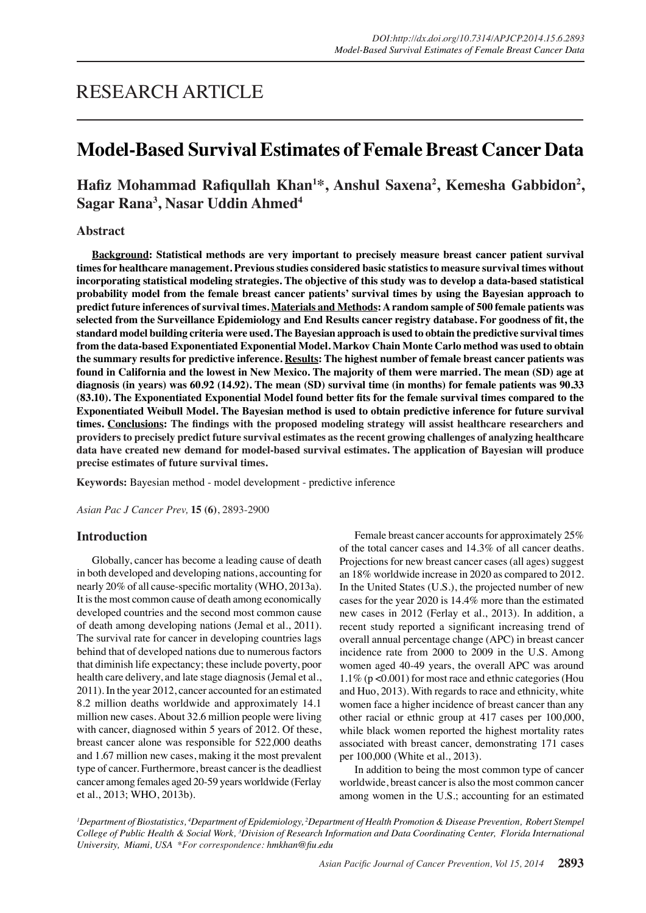# RESEARCH ARTICLE

# Model-Based Survival Estimates of Female Breast Cancer Data

**Hafiz Mohammad Rafiqullah Khan[1]*, Anshul Saxena[2], Kemesha Gabbidon[2], Sagar Rana[3], Nasar Uddin Ahmed[4]**

## Abstract

**Background: Statistical methods are very important to precisely measure breast cancer patient survival times for healthcare management. Previous studies considered basic statistics to measure survival times without incorporating statistical modeling strategies. The objective of this study was to develop a data-based statistical probability model from the female breast cancer patients' survival times by using the Bayesian approach to predict future inferences of survival times. Materials and Methods: A random sample of 500 female patients was selected from the Surveillance Epidemiology and End Results cancer registry database. For goodness of fit, the standard model building criteria were used. The Bayesian approach is used to obtain the predictive survival times from the data-based Exponentiated Exponential Model. Markov Chain Monte Carlo method was used to obtain the summary results for predictive inference. Results: The highest number of female breast cancer patients was found in California and the lowest in New Mexico. The majority of them were married. The mean (SD) age at diagnosis (in years) was 60.92 (14.92). The mean (SD) survival time (in months) for female patients was 90.33 (83.10). The Exponentiated Exponential Model found better fits for the female survival times compared to the Exponentiated Weibull Model. The Bayesian method is used to obtain predictive inference for future survival times. Conclusions: The findings with the proposed modeling strategy will assist healthcare researchers and providers to precisely predict future survival estimates as the recent growing challenges of analyzing healthcare data have created new demand for model-based survival estimates. The application of Bayesian will produce precise estimates of future survival times.**

**Keywords:** Bayesian method - model development - predictive inference

*Asian Pac J Cancer Prev,* **15 (6)**, 2893-2900

## Introduction

Globally, cancer has become a leading cause of death in both developed and developing nations, accounting for nearly 20% of all cause-specific mortality (WHO, 2013a). It is the most common cause of death among economically developed countries and the second most common cause of death among developing nations (Jemal et al., 2011). The survival rate for cancer in developing countries lags behind that of developed nations due to numerous factors that diminish life expectancy; these include poverty, poor health care delivery, and late stage diagnosis (Jemal et al., 2011). In the year 2012, cancer accounted for an estimated 8.2 million deaths worldwide and approximately 14.1 million new cases. About 32.6 million people were living with cancer, diagnosed within 5 years of 2012. Of these, breast cancer alone was responsible for 522,000 deaths and 1.67 million new cases, making it the most prevalent type of cancer. Furthermore, breast cancer is the deadliest cancer among females aged 20-59 years worldwide (Ferlay et al., 2013; WHO, 2013b).

Female breast cancer accounts for approximately 25% of the total cancer cases and 14.3% of all cancer deaths. Projections for new breast cancer cases (all ages) suggest an 18% worldwide increase in 2020 as compared to 2012. In the United States (U.S.), the projected number of new cases for the year 2020 is 14.4% more than the estimated new cases in 2012 (Ferlay et al., 2013). In addition, a recent study reported a significant increasing trend of overall annual percentage change (APC) in breast cancer incidence rate from 2000 to 2009 in the U.S. Among women aged 40-49 years, the overall APC was around 1.1% ($p < 0.001$) for most race and ethnic categories (Hou and Huo, 2013). With regards to race and ethnicity, white women face a higher incidence of breast cancer than any other racial or ethnic group at 417 cases per 100,000, while black women reported the highest mortality rates associated with breast cancer, demonstrating 171 cases per 100,000 (White et al., 2013).

In addition to being the most common type of cancer worldwide, breast cancer is also the most common cancer among women in the U.S.; accounting for an estimated

*[1]Department of Biostatistics, [4]Department of Epidemiology, [2]Department of Health Promotion & Disease Prevention, Robert Stempel College of Public Health & Social Work, [3]Division of Research Information and Data Coordinating Center, Florida International University, Miami, USA *For correspondence: hmkhan@fiu.edu*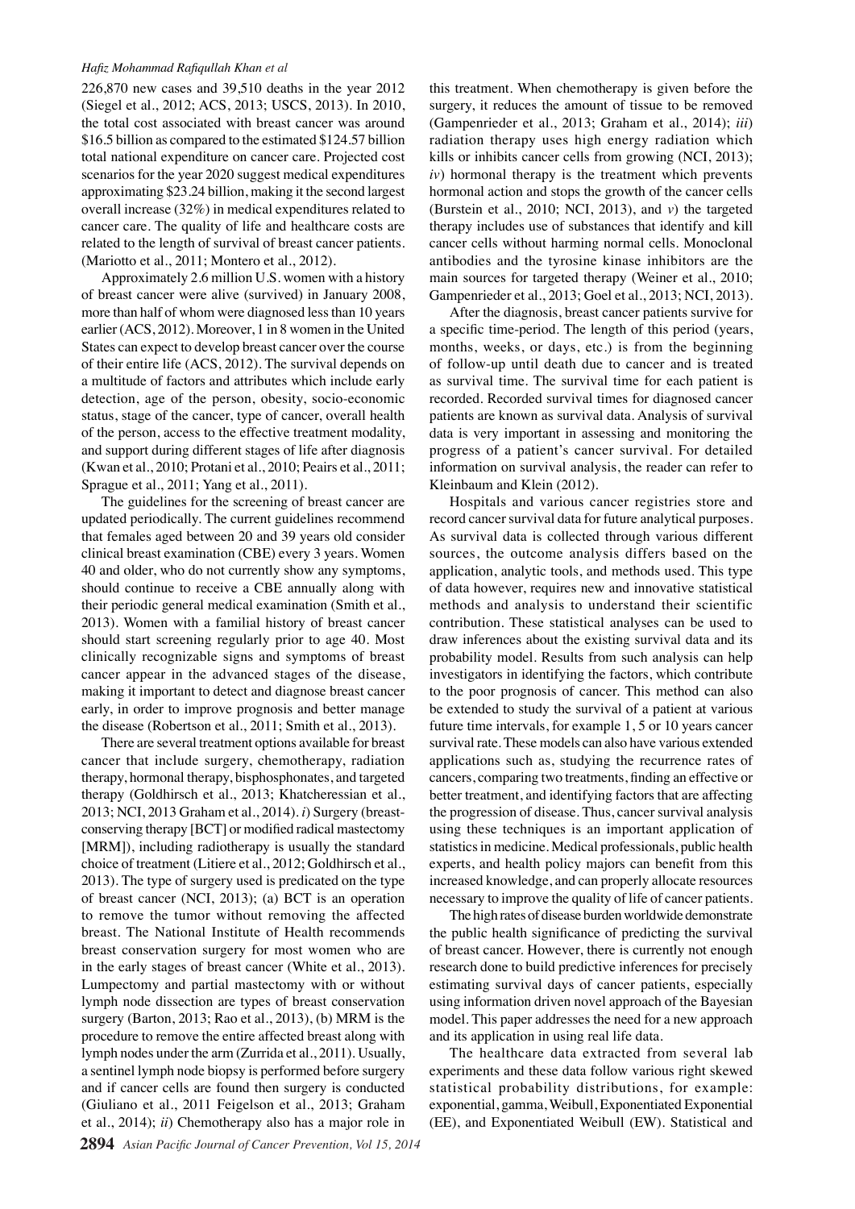226,870 new cases and 39,510 deaths in the year 2012 (Siegel et al., 2012; ACS, 2013; USCS, 2013). In 2010, the total cost associated with breast cancer was around $16.5 billion as compared to the estimated $124.57 billion total national expenditure on cancer care. Projected cost scenarios for the year 2020 suggest medical expenditures approximating $23.24 billion, making it the second largest overall increase (32%) in medical expenditures related to cancer care. The quality of life and healthcare costs are related to the length of survival of breast cancer patients. (Mariotto et al., 2011; Montero et al., 2012).

Approximately 2.6 million U.S. women with a history of breast cancer were alive (survived) in January 2008, more than half of whom were diagnosed less than 10 years earlier (ACS, 2012). Moreover, 1 in 8 women in the United States can expect to develop breast cancer over the course of their entire life (ACS, 2012). The survival depends on a multitude of factors and attributes which include early detection, age of the person, obesity, socio-economic status, stage of the cancer, type of cancer, overall health of the person, access to the effective treatment modality, and support during different stages of life after diagnosis (Kwan et al., 2010; Protani et al., 2010; Peairs et al., 2011; Sprague et al., 2011; Yang et al., 2011).

The guidelines for the screening of breast cancer are updated periodically. The current guidelines recommend that females aged between 20 and 39 years old consider clinical breast examination (CBE) every 3 years. Women 40 and older, who do not currently show any symptoms, should continue to receive a CBE annually along with their periodic general medical examination (Smith et al., 2013). Women with a familial history of breast cancer should start screening regularly prior to age 40. Most clinically recognizable signs and symptoms of breast cancer appear in the advanced stages of the disease, making it important to detect and diagnose breast cancer early, in order to improve prognosis and better manage the disease (Robertson et al., 2011; Smith et al., 2013).

There are several treatment options available for breast cancer that include surgery, chemotherapy, radiation therapy, hormonal therapy, bisphosphonates, and targeted therapy (Goldhirsch et al., 2013; Khatcheressian et al., 2013; NCI, 2013 Graham et al., 2014). *i*) Surgery (breast-conserving therapy [BCT] or modified radical mastectomy [MRM]), including radiotherapy is usually the standard choice of treatment (Litiere et al., 2012; Goldhirsch et al., 2013). The type of surgery used is predicated on the type of breast cancer (NCI, 2013); (a) BCT is an operation to remove the tumor without removing the affected breast. The National Institute of Health recommends breast conservation surgery for most women who are in the early stages of breast cancer (White et al., 2013). Lumpectomy and partial mastectomy with or without lymph node dissection are types of breast conservation surgery (Barton, 2013; Rao et al., 2013), (b) MRM is the procedure to remove the entire affected breast along with lymph nodes under the arm (Zurrida et al., 2011). Usually, a sentinel lymph node biopsy is performed before surgery and if cancer cells are found then surgery is conducted (Giuliano et al., 2011 Feigelson et al., 2013; Graham et al., 2014); *ii*) Chemotherapy also has a major role in this treatment. When chemotherapy is given before the surgery, it reduces the amount of tissue to be removed (Gampenrieder et al., 2013; Graham et al., 2014); *iii*) radiation therapy uses high energy radiation which kills or inhibits cancer cells from growing (NCI, 2013); *iv*) hormonal therapy is the treatment which prevents hormonal action and stops the growth of the cancer cells (Burstein et al., 2010; NCI, 2013), and *v*) the targeted therapy includes use of substances that identify and kill cancer cells without harming normal cells. Monoclonal antibodies and the tyrosine kinase inhibitors are the main sources for targeted therapy (Weiner et al., 2010; Gampenrieder et al., 2013; Goel et al., 2013; NCI, 2013).

After the diagnosis, breast cancer patients survive for a specific time-period. The length of this period (years, months, weeks, or days, etc.) is from the beginning of follow-up until death due to cancer and is treated as survival time. The survival time for each patient is recorded. Recorded survival times for diagnosed cancer patients are known as survival data. Analysis of survival data is very important in assessing and monitoring the progress of a patient's cancer survival. For detailed information on survival analysis, the reader can refer to Kleinbaum and Klein (2012).

Hospitals and various cancer registries store and record cancer survival data for future analytical purposes. As survival data is collected through various different sources, the outcome analysis differs based on the application, analytic tools, and methods used. This type of data however, requires new and innovative statistical methods and analysis to understand their scientific contribution. These statistical analyses can be used to draw inferences about the existing survival data and its probability model. Results from such analysis can help investigators in identifying the factors, which contribute to the poor prognosis of cancer. This method can also be extended to study the survival of a patient at various future time intervals, for example 1, 5 or 10 years cancer survival rate. These models can also have various extended applications such as, studying the recurrence rates of cancers, comparing two treatments, finding an effective or better treatment, and identifying factors that are affecting the progression of disease. Thus, cancer survival analysis using these techniques is an important application of statistics in medicine. Medical professionals, public health experts, and health policy majors can benefit from this increased knowledge, and can properly allocate resources necessary to improve the quality of life of cancer patients.

The high rates of disease burden worldwide demonstrate the public health significance of predicting the survival of breast cancer. However, there is currently not enough research done to build predictive inferences for precisely estimating survival days of cancer patients, especially using information driven novel approach of the Bayesian model. This paper addresses the need for a new approach and its application in using real life data.

The healthcare data extracted from several lab experiments and these data follow various right skewed statistical probability distributions, for example: exponential, gamma, Weibull, Exponentiated Exponential (EE), and Exponentiated Weibull (EW). Statistical and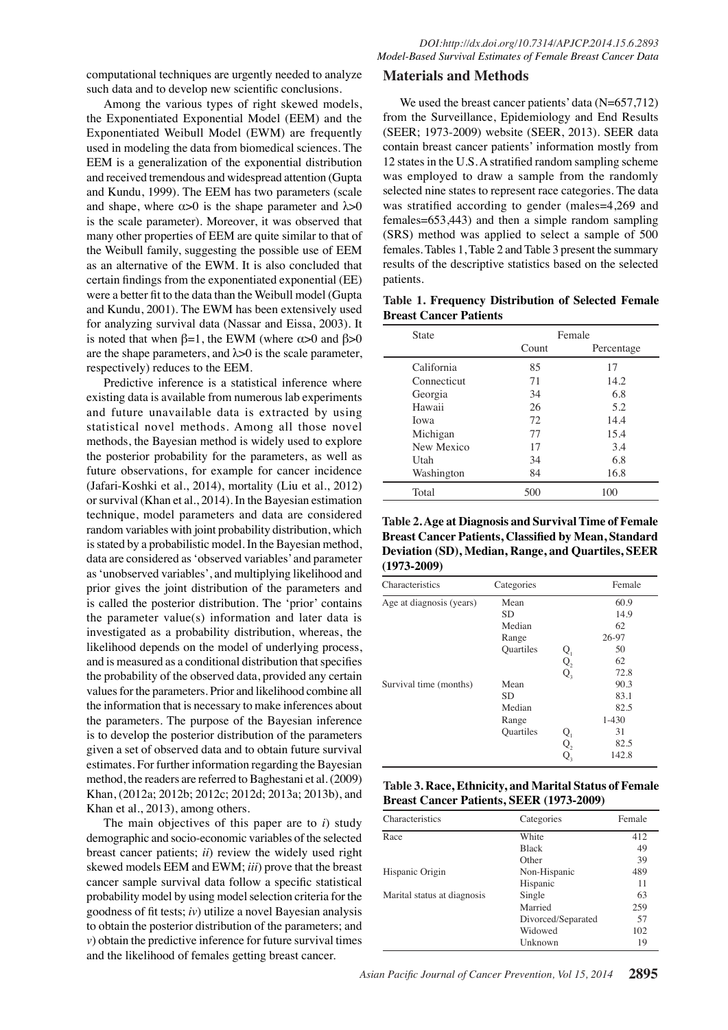computational techniques are urgently needed to analyze such data and to develop new scientific conclusions.

Among the various types of right skewed models, the Exponentiated Exponential Model (EEM) and the Exponentiated Weibull Model (EWM) are frequently used in modeling the data from biomedical sciences. The EEM is a generalization of the exponential distribution and received tremendous and widespread attention (Gupta and Kundu, 1999). The EEM has two parameters (scale and shape, where $\alpha>0$ is the shape parameter and $\lambda>0$ is the scale parameter). Moreover, it was observed that many other properties of EEM are quite similar to that of the Weibull family, suggesting the possible use of EEM as an alternative of the EWM. It is also concluded that certain findings from the exponentiated exponential (EE) were a better fit to the data than the Weibull model (Gupta and Kundu, 2001). The EWM has been extensively used for analyzing survival data (Nassar and Eissa, 2003). It is noted that when $\beta=1$, the EWM (where $\alpha>0$ and $\beta>0$ are the shape parameters, and $\lambda>0$ is the scale parameter, respectively) reduces to the EEM.

Predictive inference is a statistical inference where existing data is available from numerous lab experiments and future unavailable data is extracted by using statistical novel methods. Among all those novel methods, the Bayesian method is widely used to explore the posterior probability for the parameters, as well as future observations, for example for cancer incidence (Jafari-Koshki et al., 2014), mortality (Liu et al., 2012) or survival (Khan et al., 2014). In the Bayesian estimation technique, model parameters and data are considered random variables with joint probability distribution, which is stated by a probabilistic model. In the Bayesian method, data are considered as 'observed variables' and parameter as 'unobserved variables', and multiplying likelihood and prior gives the joint distribution of the parameters and is called the posterior distribution. The 'prior' contains the parameter value(s) information and later data is investigated as a probability distribution, whereas, the likelihood depends on the model of underlying process, and is measured as a conditional distribution that specifies the probability of the observed data, provided any certain values for the parameters. Prior and likelihood combine all the information that is necessary to make inferences about the parameters. The purpose of the Bayesian inference is to develop the posterior distribution of the parameters given a set of observed data and to obtain future survival estimates. For further information regarding the Bayesian method, the readers are referred to Baghestani et al. (2009) Khan, (2012a; 2012b; 2012c; 2012d; 2013a; 2013b), and Khan et al., 2013), among others.

The main objectives of this paper are to *i*) study demographic and socio-economic variables of the selected breast cancer patients; *ii*) review the widely used right skewed models EEM and EWM; *iii*) prove that the breast cancer sample survival data follow a specific statistical probability model by using model selection criteria for the goodness of fit tests; *iv*) utilize a novel Bayesian analysis to obtain the posterior distribution of the parameters; and *v*) obtain the predictive inference for future survival times and the likelihood of females getting breast cancer.

## Materials and Methods

We used the breast cancer patients' data (N=657,712) from the Surveillance, Epidemiology and End Results (SEER; 1973-2009) website (SEER, 2013). SEER data contain breast cancer patients' information mostly from 12 states in the U.S. A stratified random sampling scheme was employed to draw a sample from the randomly selected nine states to represent race categories. The data was stratified according to gender (males=4,269 and females=653,443) and then a simple random sampling (SRS) method was applied to select a sample of 500 females. Tables 1, Table 2 and Table 3 present the summary results of the descriptive statistics based on the selected patients.

**Table 1. Frequency Distribution of Selected Female Breast Cancer Patients**

| State | Female | |
|---|---|---|
| | Count | Percentage |
| California | 85 | 17 |
| Connecticut | 71 | 14.2 |
| Georgia | 34 | 6.8 |
| Hawaii | 26 | 5.2 |
| Iowa | 72 | 14.4 |
| Michigan | 77 | 15.4 |
| New Mexico | 17 | 3.4 |
| Utah | 34 | 6.8 |
| Washington | 84 | 16.8 |
| Total | 500 | 100 |

**Table 2. Age at Diagnosis and Survival Time of Female Breast Cancer Patients, Classified by Mean, Standard Deviation (SD), Median, Range, and Quartiles, SEER (1973-2009)**

| Characteristics | Categories | | Female |
|---|---|---|---|
| Age at diagnosis (years) | Mean | | 60.9 |
| | SD | | 14.9 |
| | Median | | 62 |
| | Range | | 26-97 |
| | Quartiles | $Q_1$ | 50 |
| | | $Q_2$ | 62 |
| | | $Q_3$ | 72.8 |
| Survival time (months) | Mean | | 90.3 |
| | SD | | 83.1 |
| | Median | | 82.5 |
| | Range | | 1-430 |
| | Quartiles | $Q_1$ | 31 |
| | | $Q_2$ | 82.5 |
| | | $Q_3$ | 142.8 |

**Table 3. Race, Ethnicity, and Marital Status of Female Breast Cancer Patients, SEER (1973-2009)**

| Characteristics | Categories | Female |
|---|---|---|
| Race | White | 412 |
| | Black | 49 |
| | Other | 39 |
| Hispanic Origin | Non-Hispanic | 489 |
| | Hispanic | 11 |
| Marital status at diagnosis | Single | 63 |
| | Married | 259 |
| | Divorced/Separated | 57 |
| | Widowed | 102 |
| | Unknown | 19 |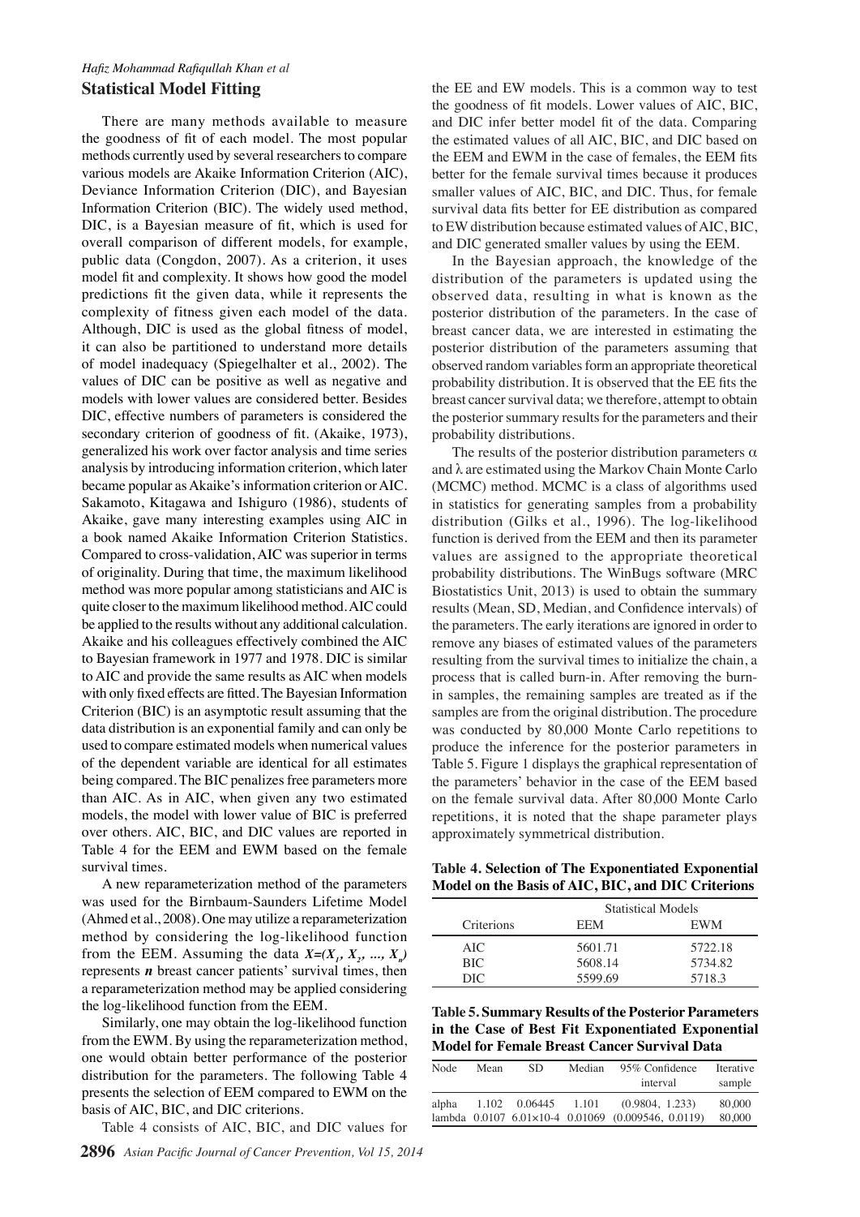## Statistical Model Fitting

There are many methods available to measure the goodness of fit of each model. The most popular methods currently used by several researchers to compare various models are Akaike Information Criterion (AIC), Deviance Information Criterion (DIC), and Bayesian Information Criterion (BIC). The widely used method, DIC, is a Bayesian measure of fit, which is used for overall comparison of different models, for example, public data (Congdon, 2007). As a criterion, it uses model fit and complexity. It shows how good the model predictions fit the given data, while it represents the complexity of fitness given each model of the data. Although, DIC is used as the global fitness of model, it can also be partitioned to understand more details of model inadequacy (Spiegelhalter et al., 2002). The values of DIC can be positive as well as negative and models with lower values are considered better. Besides DIC, effective numbers of parameters is considered the secondary criterion of goodness of fit. (Akaike, 1973), generalized his work over factor analysis and time series analysis by introducing information criterion, which later became popular as Akaike's information criterion or AIC. Sakamoto, Kitagawa and Ishiguro (1986), students of Akaike, gave many interesting examples using AIC in a book named Akaike Information Criterion Statistics. Compared to cross-validation, AIC was superior in terms of originality. During that time, the maximum likelihood method was more popular among statisticians and AIC is quite closer to the maximum likelihood method. AIC could be applied to the results without any additional calculation. Akaike and his colleagues effectively combined the AIC to Bayesian framework in 1977 and 1978. DIC is similar to AIC and provide the same results as AIC when models with only fixed effects are fitted. The Bayesian Information Criterion (BIC) is an asymptotic result assuming that the data distribution is an exponential family and can only be used to compare estimated models when numerical values of the dependent variable are identical for all estimates being compared. The BIC penalizes free parameters more than AIC. As in AIC, when given any two estimated models, the model with lower value of BIC is preferred over others. AIC, BIC, and DIC values are reported in Table 4 for the EEM and EWM based on the female survival times.

A new reparameterization method of the parameters was used for the Birnbaum-Saunders Lifetime Model (Ahmed et al., 2008). One may utilize a reparameterization method by considering the log-likelihood function from the EEM. Assuming the data $X=(X_1, X_2, ..., X_n)$ represents $n$ breast cancer patients' survival times, then a reparameterization method may be applied considering the log-likelihood function from the EEM.

Similarly, one may obtain the log-likelihood function from the EWM. By using the reparameterization method, one would obtain better performance of the posterior distribution for the parameters. The following Table 4 presents the selection of EEM compared to EWM on the basis of AIC, BIC, and DIC criterions.

Table 4 consists of AIC, BIC, and DIC values for the EE and EW models. This is a common way to test the goodness of fit models. Lower values of AIC, BIC, and DIC infer better model fit of the data. Comparing the estimated values of all AIC, BIC, and DIC based on the EEM and EWM in the case of females, the EEM fits better for the female survival times because it produces smaller values of AIC, BIC, and DIC. Thus, for female survival data fits better for EE distribution as compared to EW distribution because estimated values of AIC, BIC, and DIC generated smaller values by using the EEM.

In the Bayesian approach, the knowledge of the distribution of the parameters is updated using the observed data, resulting in what is known as the posterior distribution of the parameters. In the case of breast cancer data, we are interested in estimating the posterior distribution of the parameters assuming that observed random variables form an appropriate theoretical probability distribution. It is observed that the EE fits the breast cancer survival data; we therefore, attempt to obtain the posterior summary results for the parameters and their probability distributions.

The results of the posterior distribution parameters $\alpha$ and $\lambda$ are estimated using the Markov Chain Monte Carlo (MCMC) method. MCMC is a class of algorithms used in statistics for generating samples from a probability distribution (Gilks et al., 1996). The log-likelihood function is derived from the EEM and then its parameter values are assigned to the appropriate theoretical probability distributions. The WinBugs software (MRC Biostatistics Unit, 2013) is used to obtain the summary results (Mean, SD, Median, and Confidence intervals) of the parameters. The early iterations are ignored in order to remove any biases of estimated values of the parameters resulting from the survival times to initialize the chain, a process that is called burn-in. After removing the burn-in samples, the remaining samples are treated as if the samples are from the original distribution. The procedure was conducted by 80,000 Monte Carlo repetitions to produce the inference for the posterior parameters in Table 5. Figure 1 displays the graphical representation of the parameters' behavior in the case of the EEM based on the female survival data. After 80,000 Monte Carlo repetitions, it is noted that the shape parameter plays approximately symmetrical distribution.

**Table 4. Selection of The Exponentiated Exponential Model on the Basis of AIC, BIC, and DIC Criterions**

| Criterions | Statistical Models | |
|---|---|---|
| | EEM | EWM |
| AIC | 5601.71 | 5722.18 |
| BIC | 5608.14 | 5734.82 |
| DIC | 5599.69 | 5718.3 |

**Table 5. Summary Results of the Posterior Parameters in the Case of Best Fit Exponentiated Exponential Model for Female Breast Cancer Survival Data**

| Node | Mean | SD | Median | 95% Confidence interval | Iterative sample |
|---|---|---|---|---|---|
| alpha | 1.102 | 0.06445 | 1.101 | (0.9804, 1.233) | 80,000 |
| lambda | 0.0107 | 6.01×10-4 | 0.01069 | (0.009546, 0.0119) | 80,000 |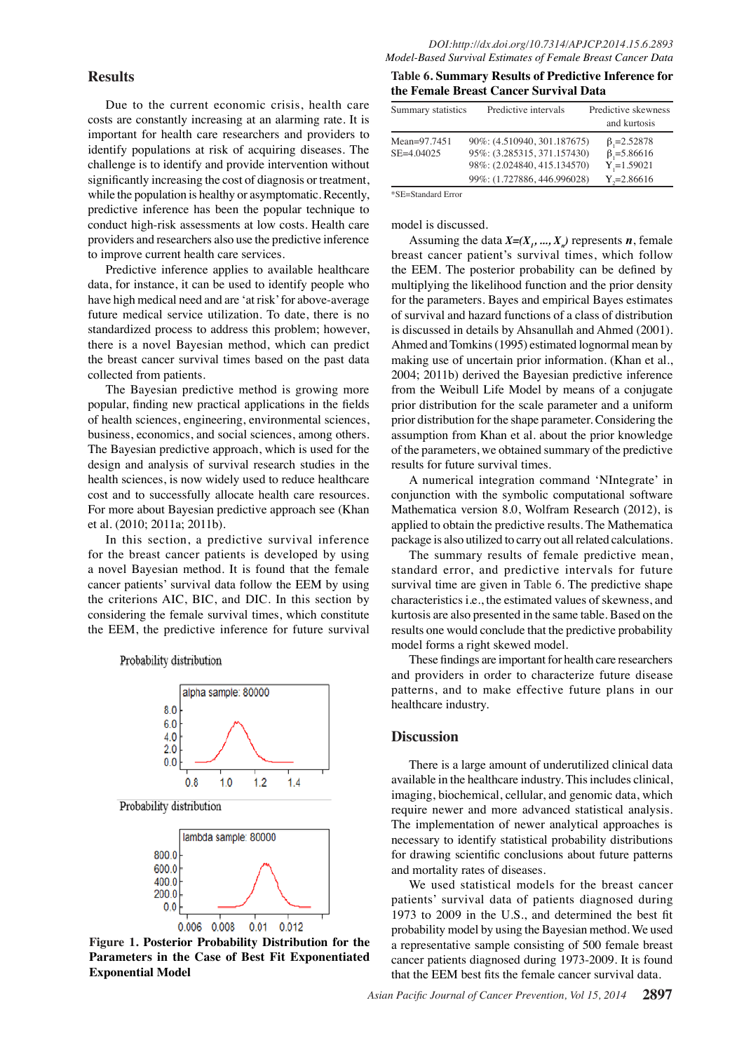## Results

Due to the current economic crisis, health care costs are constantly increasing at an alarming rate. It is important for health care researchers and providers to identify populations at risk of acquiring diseases. The challenge is to identify and provide intervention without significantly increasing the cost of diagnosis or treatment, while the population is healthy or asymptomatic. Recently, predictive inference has been the popular technique to conduct high-risk assessments at low costs. Health care providers and researchers also use the predictive inference to improve current health care services.

Predictive inference applies to available healthcare data, for instance, it can be used to identify people who have high medical need and are 'at risk' for above-average future medical service utilization. To date, there is no standardized process to address this problem; however, there is a novel Bayesian method, which can predict the breast cancer survival times based on the past data collected from patients.

The Bayesian predictive method is growing more popular, finding new practical applications in the fields of health sciences, engineering, environmental sciences, business, economics, and social sciences, among others. The Bayesian predictive approach, which is used for the design and analysis of survival research studies in the health sciences, is now widely used to reduce healthcare cost and to successfully allocate health care resources. For more about Bayesian predictive approach see (Khan et al. (2010; 2011a; 2011b).

In this section, a predictive survival inference for the breast cancer patients is developed by using a novel Bayesian method. It is found that the female cancer patients' survival data follow the EEM by using the criterions AIC, BIC, and DIC. In this section by considering the female survival times, which constitute the EEM, the predictive inference for future survival model is discussed.

Assuming the data $X=(X_1, ..., X_n)$ represents $n$, female breast cancer patient's survival times, which follow the EEM. The posterior probability can be defined by multiplying the likelihood function and the prior density for the parameters. Bayes and empirical Bayes estimates of survival and hazard functions of a class of distribution is discussed in details by Ahsanullah and Ahmed (2001). Ahmed and Tomkins (1995) estimated lognormal mean by making use of uncertain prior information. (Khan et al., 2004; 2011b) derived the Bayesian predictive inference from the Weibull Life Model by means of a conjugate prior distribution for the scale parameter and a uniform prior distribution for the shape parameter. Considering the assumption from Khan et al. about the prior knowledge of the parameters, we obtained summary of the predictive results for future survival times.

A numerical integration command 'NIntegrate' in conjunction with the symbolic computational software Mathematica version 8.0, Wolfram Research (2012), is applied to obtain the predictive results. The Mathematica package is also utilized to carry out all related calculations.

The summary results of female predictive mean, standard error, and predictive intervals for future survival time are given in Table 6. The predictive shape characteristics i.e., the estimated values of skewness, and kurtosis are also presented in the same table. Based on the results one would conclude that the predictive probability model forms a right skewed model.

These findings are important for health care researchers and providers in order to characterize future disease patterns, and to make effective future plans in our healthcare industry.

Probability distribution

alpha sample: 80000

Probability distribution

lambda sample: 80000

**Figure 1. Posterior Probability Distribution for the Parameters in the Case of Best Fit Exponentiated Exponential Model**

**Table 6. Summary Results of Predictive Inference for the Female Breast Cancer Survival Data**

| Summary statistics | Predictive intervals | Predictive skewness and kurtosis |
|---|---|---|
| Mean=97.7451 | 90%: (4.510940, 301.187675) | $\beta_1$=2.52878 |
| SE=4.04025 | 95%: (3.285315, 371.157430) | $\beta_1$=5.86616 |
| | 98%: (2.024840, 415.134570) | $\Upsilon_1$=1.59021 |
| | 99%: (1.727886, 446.996028) | $\Upsilon_2$=2.86616 |

*SE=Standard Error

## Discussion

There is a large amount of underutilized clinical data available in the healthcare industry. This includes clinical, imaging, biochemical, cellular, and genomic data, which require newer and more advanced statistical analysis. The implementation of newer analytical approaches is necessary to identify statistical probability distributions for drawing scientific conclusions about future patterns and mortality rates of diseases.

We used statistical models for the breast cancer patients' survival data of patients diagnosed during 1973 to 2009 in the U.S., and determined the best fit probability model by using the Bayesian method. We used a representative sample consisting of 500 female breast cancer patients diagnosed during 1973-2009. It is found that the EEM best fits the female cancer survival data.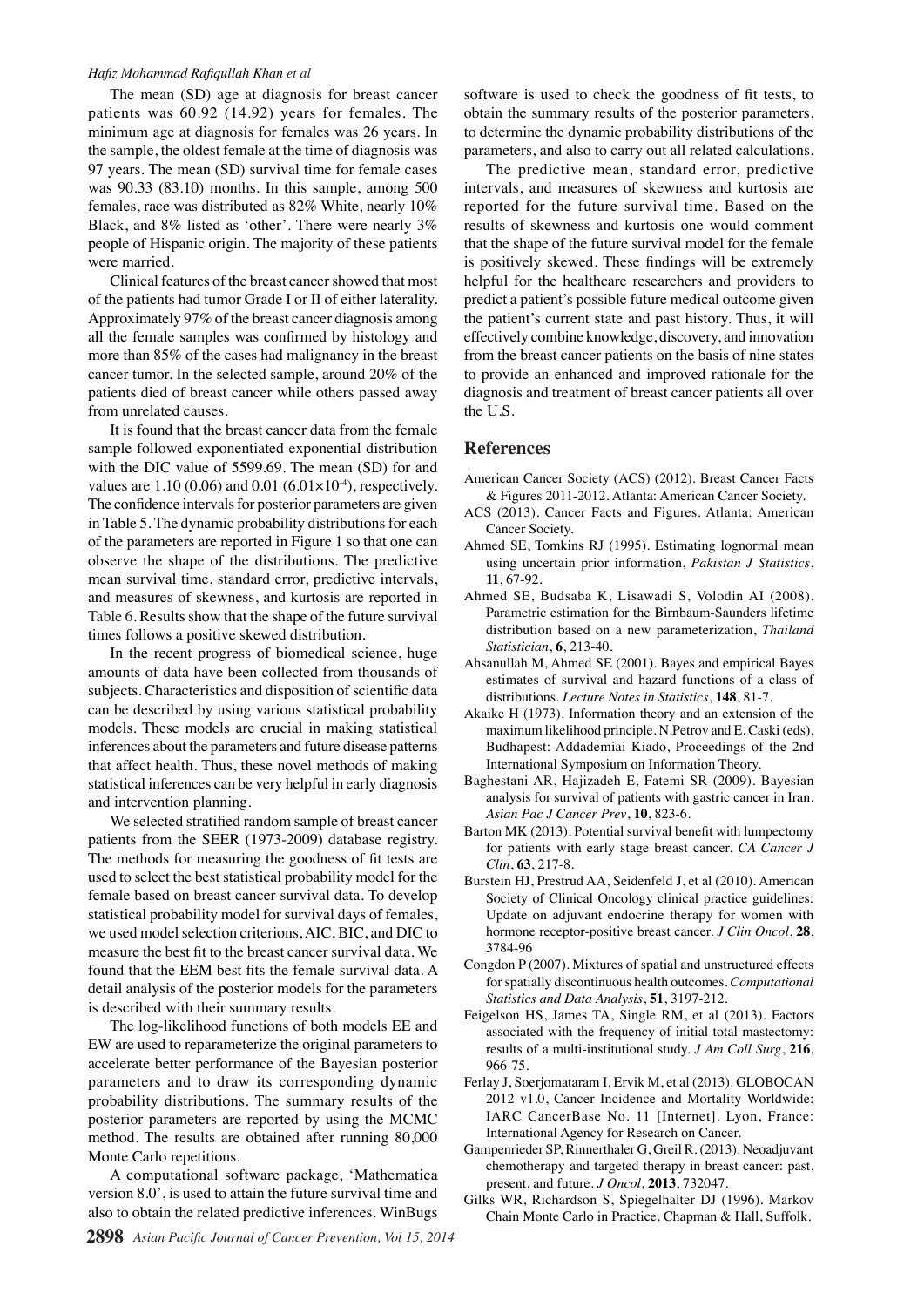The mean (SD) age at diagnosis for breast cancer patients was 60.92 (14.92) years for females. The minimum age at diagnosis for females was 26 years. In the sample, the oldest female at the time of diagnosis was 97 years. The mean (SD) survival time for female cases was 90.33 (83.10) months. In this sample, among 500 females, race was distributed as 82% White, nearly 10% Black, and 8% listed as 'other'. There were nearly 3% people of Hispanic origin. The majority of these patients were married.

Clinical features of the breast cancer showed that most of the patients had tumor Grade I or II of either laterality. Approximately 97% of the breast cancer diagnosis among all the female samples was confirmed by histology and more than 85% of the cases had malignancy in the breast cancer tumor. In the selected sample, around 20% of the patients died of breast cancer while others passed away from unrelated causes.

It is found that the breast cancer data from the female sample followed exponentiated exponential distribution with the DIC value of 5599.69. The mean (SD) for and values are 1.10 (0.06) and 0.01 ($6.01{\times}10^{-4}$), respectively. The confidence intervals for posterior parameters are given in Table 5. The dynamic probability distributions for each of the parameters are reported in Figure 1 so that one can observe the shape of the distributions. The predictive mean survival time, standard error, predictive intervals, and measures of skewness, and kurtosis are reported in Table 6. Results show that the shape of the future survival times follows a positive skewed distribution.

In the recent progress of biomedical science, huge amounts of data have been collected from thousands of subjects. Characteristics and disposition of scientific data can be described by using various statistical probability models. These models are crucial in making statistical inferences about the parameters and future disease patterns that affect health. Thus, these novel methods of making statistical inferences can be very helpful in early diagnosis and intervention planning.

We selected stratified random sample of breast cancer patients from the SEER (1973-2009) database registry. The methods for measuring the goodness of fit tests are used to select the best statistical probability model for the female based on breast cancer survival data. To develop statistical probability model for survival days of females, we used model selection criterions, AIC, BIC, and DIC to measure the best fit to the breast cancer survival data. We found that the EEM best fits the female survival data. A detail analysis of the posterior models for the parameters is described with their summary results.

The log-likelihood functions of both models EE and EW are used to reparameterize the original parameters to accelerate better performance of the Bayesian posterior parameters and to draw its corresponding dynamic probability distributions. The summary results of the posterior parameters are reported by using the MCMC method. The results are obtained after running 80,000 Monte Carlo repetitions.

A computational software package, 'Mathematica version 8.0', is used to attain the future survival time and also to obtain the related predictive inferences. WinBugs software is used to check the goodness of fit tests, to obtain the summary results of the posterior parameters, to determine the dynamic probability distributions of the parameters, and also to carry out all related calculations.

The predictive mean, standard error, predictive intervals, and measures of skewness and kurtosis are reported for the future survival time. Based on the results of skewness and kurtosis one would comment that the shape of the future survival model for the female is positively skewed. These findings will be extremely helpful for the healthcare researchers and providers to predict a patient's possible future medical outcome given the patient's current state and past history. Thus, it will effectively combine knowledge, discovery, and innovation from the breast cancer patients on the basis of nine states to provide an enhanced and improved rationale for the diagnosis and treatment of breast cancer patients all over the U.S.

## References

American Cancer Society (ACS) (2012). Breast Cancer Facts & Figures 2011-2012. Atlanta: American Cancer Society.

ACS (2013). Cancer Facts and Figures. Atlanta: American Cancer Society.

Ahmed SE, Tomkins RJ (1995). Estimating lognormal mean using uncertain prior information, *Pakistan J Statistics*, **11**, 67-92.

Ahmed SE, Budsaba K, Lisawadi S, Volodin AI (2008). Parametric estimation for the Birnbaum-Saunders lifetime distribution based on a new parameterization, *Thailand Statistician*, **6**, 213-40.

Ahsanullah M, Ahmed SE (2001). Bayes and empirical Bayes estimates of survival and hazard functions of a class of distributions. *Lecture Notes in Statistics*, **148**, 81-7.

Akaike H (1973). Information theory and an extension of the maximum likelihood principle. N.Petrov and E. Caski (eds), Budhapest: Addademiai Kiado, Proceedings of the 2nd International Symposium on Information Theory.

Baghestani AR, Hajizadeh E, Fatemi SR (2009). Bayesian analysis for survival of patients with gastric cancer in Iran. *Asian Pac J Cancer Prev*, **10**, 823-6.

Barton MK (2013). Potential survival benefit with lumpectomy for patients with early stage breast cancer. *CA Cancer J Clin*, **63**, 217-8.

Burstein HJ, Prestrud AA, Seidenfeld J, et al (2010). American Society of Clinical Oncology clinical practice guidelines: Update on adjuvant endocrine therapy for women with hormone receptor-positive breast cancer. *J Clin Oncol*, **28**, 3784-96

Congdon P (2007). Mixtures of spatial and unstructured effects for spatially discontinuous health outcomes. *Computational Statistics and Data Analysis*, **51**, 3197-212.

Feigelson HS, James TA, Single RM, et al (2013). Factors associated with the frequency of initial total mastectomy: results of a multi-institutional study. *J Am Coll Surg*, **216**, 966-75.

Ferlay J, Soerjomataram I, Ervik M, et al (2013). GLOBOCAN 2012 v1.0, Cancer Incidence and Mortality Worldwide: IARC CancerBase No. 11 [Internet]. Lyon, France: International Agency for Research on Cancer.

Gampenrieder SP, Rinnerthaler G, Greil R. (2013). Neoadjuvant chemotherapy and targeted therapy in breast cancer: past, present, and future. *J Oncol*, **2013**, 732047.

Gilks WR, Richardson S, Spiegelhalter DJ (1996). Markov Chain Monte Carlo in Practice. Chapman & Hall, Suffolk.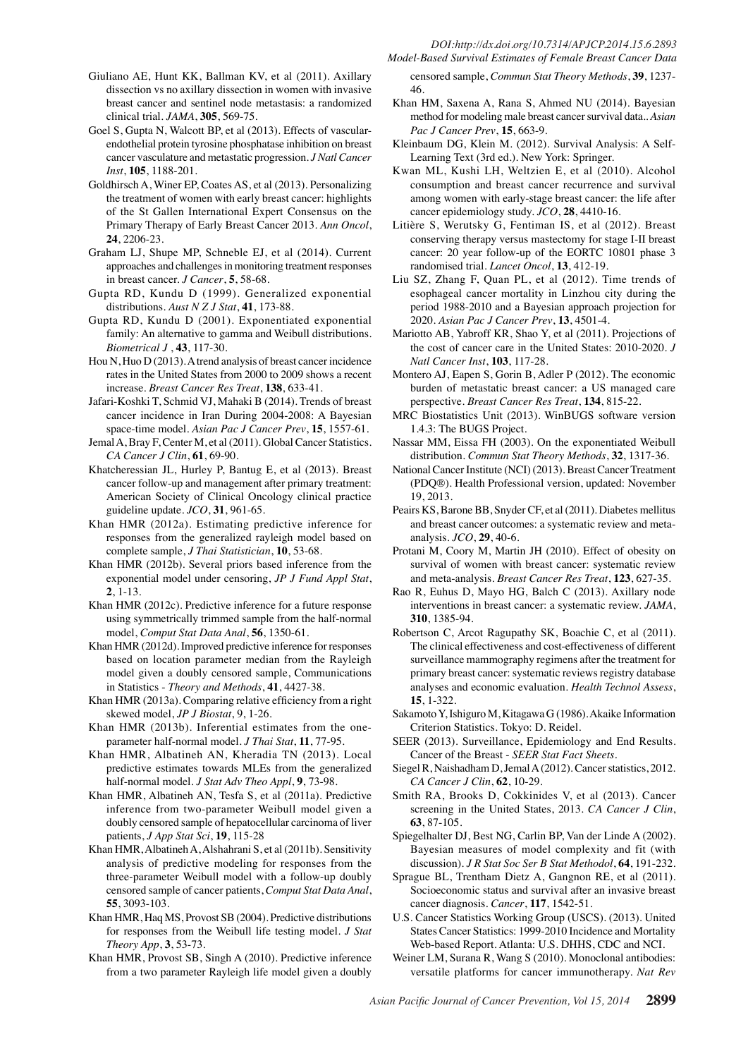Giuliano AE, Hunt KK, Ballman KV, et al (2011). Axillary dissection vs no axillary dissection in women with invasive breast cancer and sentinel node metastasis: a randomized clinical trial. *JAMA*, **305**, 569-75.

Goel S, Gupta N, Walcott BP, et al (2013). Effects of vascular-endothelial protein tyrosine phosphatase inhibition on breast cancer vasculature and metastatic progression. *J Natl Cancer Inst*, **105**, 1188-201.

Goldhirsch A, Winer EP, Coates AS, et al (2013). Personalizing the treatment of women with early breast cancer: highlights of the St Gallen International Expert Consensus on the Primary Therapy of Early Breast Cancer 2013. *Ann Oncol*, **24**, 2206-23.

Graham LJ, Shupe MP, Schneble EJ, et al (2014). Current approaches and challenges in monitoring treatment responses in breast cancer. *J Cancer*, **5**, 58-68.

Gupta RD, Kundu D (1999). Generalized exponential distributions. *Aust N Z J Stat*, **41**, 173-88.

Gupta RD, Kundu D (2001). Exponentiated exponential family: An alternative to gamma and Weibull distributions. *Biometrical J* , **43**, 117-30.

Hou N, Huo D (2013). A trend analysis of breast cancer incidence rates in the United States from 2000 to 2009 shows a recent increase. *Breast Cancer Res Treat*, **138**, 633-41.

Jafari-Koshki T, Schmid VJ, Mahaki B (2014). Trends of breast cancer incidence in Iran During 2004-2008: A Bayesian space-time model. *Asian Pac J Cancer Prev*, **15**, 1557-61.

Jemal A, Bray F, Center M, et al (2011). Global Cancer Statistics. *CA Cancer J Clin*, **61**, 69-90.

Khatcheressian JL, Hurley P, Bantug E, et al (2013). Breast cancer follow-up and management after primary treatment: American Society of Clinical Oncology clinical practice guideline update. *JCO*, **31**, 961-65.

Khan HMR (2012a). Estimating predictive inference for responses from the generalized rayleigh model based on complete sample, *J Thai Statistician*, **10**, 53-68.

Khan HMR (2012b). Several priors based inference from the exponential model under censoring, *JP J Fund Appl Stat*, **2**, 1-13.

Khan HMR (2012c). Predictive inference for a future response using symmetrically trimmed sample from the half-normal model, *Comput Stat Data Anal*, **56**, 1350-61.

Khan HMR (2012d). Improved predictive inference for responses based on location parameter median from the Rayleigh model given a doubly censored sample, Communications in Statistics - *Theory and Methods*, **41**, 4427-38.

Khan HMR (2013a). Comparing relative efficiency from a right skewed model, *JP J Biostat*, 9, 1-26.

Khan HMR (2013b). Inferential estimates from the one-parameter half-normal model. *J Thai Stat*, **11**, 77-95.

Khan HMR, Albatineh AN, Kheradia TN (2013). Local predictive estimates towards MLEs from the generalized half-normal model. *J Stat Adv Theo Appl*, **9**, 73-98.

Khan HMR, Albatineh AN, Tesfa S, et al (2011a). Predictive inference from two-parameter Weibull model given a doubly censored sample of hepatocellular carcinoma of liver patients, *J App Stat Sci*, **19**, 115-28

Khan HMR, Albatineh A, Alshahrani S, et al (2011b). Sensitivity analysis of predictive modeling for responses from the three-parameter Weibull model with a follow-up doubly censored sample of cancer patients, *Comput Stat Data Anal*, **55**, 3093-103.

Khan HMR, Haq MS, Provost SB (2004). Predictive distributions for responses from the Weibull life testing model. *J Stat Theory App*, **3**, 53-73.

Khan HMR, Provost SB, Singh A (2010). Predictive inference from a two parameter Rayleigh life model given a doubly censored sample, *Commun Stat Theory Methods*, **39**, 1237-46.

Khan HM, Saxena A, Rana S, Ahmed NU (2014). Bayesian method for modeling male breast cancer survival data.. *Asian Pac J Cancer Prev*, **15**, 663-9.

Kleinbaum DG, Klein M. (2012). Survival Analysis: A Self-Learning Text (3rd ed.). New York: Springer.

Kwan ML, Kushi LH, Weltzien E, et al (2010). Alcohol consumption and breast cancer recurrence and survival among women with early-stage breast cancer: the life after cancer epidemiology study. *JCO*, **28**, 4410-16.

Litière S, Werutsky G, Fentiman IS, et al (2012). Breast conserving therapy versus mastectomy for stage I-II breast cancer: 20 year follow-up of the EORTC 10801 phase 3 randomised trial. *Lancet Oncol*, **13**, 412-19.

Liu SZ, Zhang F, Quan PL, et al (2012). Time trends of esophageal cancer mortality in Linzhou city during the period 1988-2010 and a Bayesian approach projection for 2020. *Asian Pac J Cancer Prev*, **13**, 4501-4.

Mariotto AB, Yabroff KR, Shao Y, et al (2011). Projections of the cost of cancer care in the United States: 2010-2020. *J Natl Cancer Inst*, **103**, 117-28.

Montero AJ, Eapen S, Gorin B, Adler P (2012). The economic burden of metastatic breast cancer: a US managed care perspective. *Breast Cancer Res Treat*, **134**, 815-22.

MRC Biostatistics Unit (2013). WinBUGS software version 1.4.3: The BUGS Project.

Nassar MM, Eissa FH (2003). On the exponentiated Weibull distribution. *Commun Stat Theory Methods*, **32**, 1317-36.

National Cancer Institute (NCI) (2013). Breast Cancer Treatment (PDQ®). Health Professional version, updated: November 19, 2013.

Peairs KS, Barone BB, Snyder CF, et al (2011). Diabetes mellitus and breast cancer outcomes: a systematic review and meta-analysis. *JCO*, **29**, 40-6.

Protani M, Coory M, Martin JH (2010). Effect of obesity on survival of women with breast cancer: systematic review and meta-analysis. *Breast Cancer Res Treat*, **123**, 627-35.

Rao R, Euhus D, Mayo HG, Balch C (2013). Axillary node interventions in breast cancer: a systematic review. *JAMA*, **310**, 1385-94.

Robertson C, Arcot Ragupathy SK, Boachie C, et al (2011). The clinical effectiveness and cost-effectiveness of different surveillance mammography regimens after the treatment for primary breast cancer: systematic reviews registry database analyses and economic evaluation. *Health Technol Assess*, **15**, 1-322.

Sakamoto Y, Ishiguro M, Kitagawa G (1986). Akaike Information Criterion Statistics. Tokyo: D. Reidel.

SEER (2013). Surveillance, Epidemiology and End Results. Cancer of the Breast - *SEER Stat Fact Sheets*.

Siegel R, Naishadham D, Jemal A (2012). Cancer statistics, 2012. *CA Cancer J Clin*, **62**, 10-29.

Smith RA, Brooks D, Cokkinides V, et al (2013). Cancer screening in the United States, 2013. *CA Cancer J Clin*, **63**, 87-105.

Spiegelhalter DJ, Best NG, Carlin BP, Van der Linde A (2002). Bayesian measures of model complexity and fit (with discussion). *J R Stat Soc Ser B Stat Methodol*, **64**, 191-232.

Sprague BL, Trentham Dietz A, Gangnon RE, et al (2011). Socioeconomic status and survival after an invasive breast cancer diagnosis. *Cancer*, **117**, 1542-51.

U.S. Cancer Statistics Working Group (USCS). (2013). United States Cancer Statistics: 1999-2010 Incidence and Mortality Web-based Report. Atlanta: U.S. DHHS, CDC and NCI.

Weiner LM, Surana R, Wang S (2010). Monoclonal antibodies: versatile platforms for cancer immunotherapy. *Nat Rev*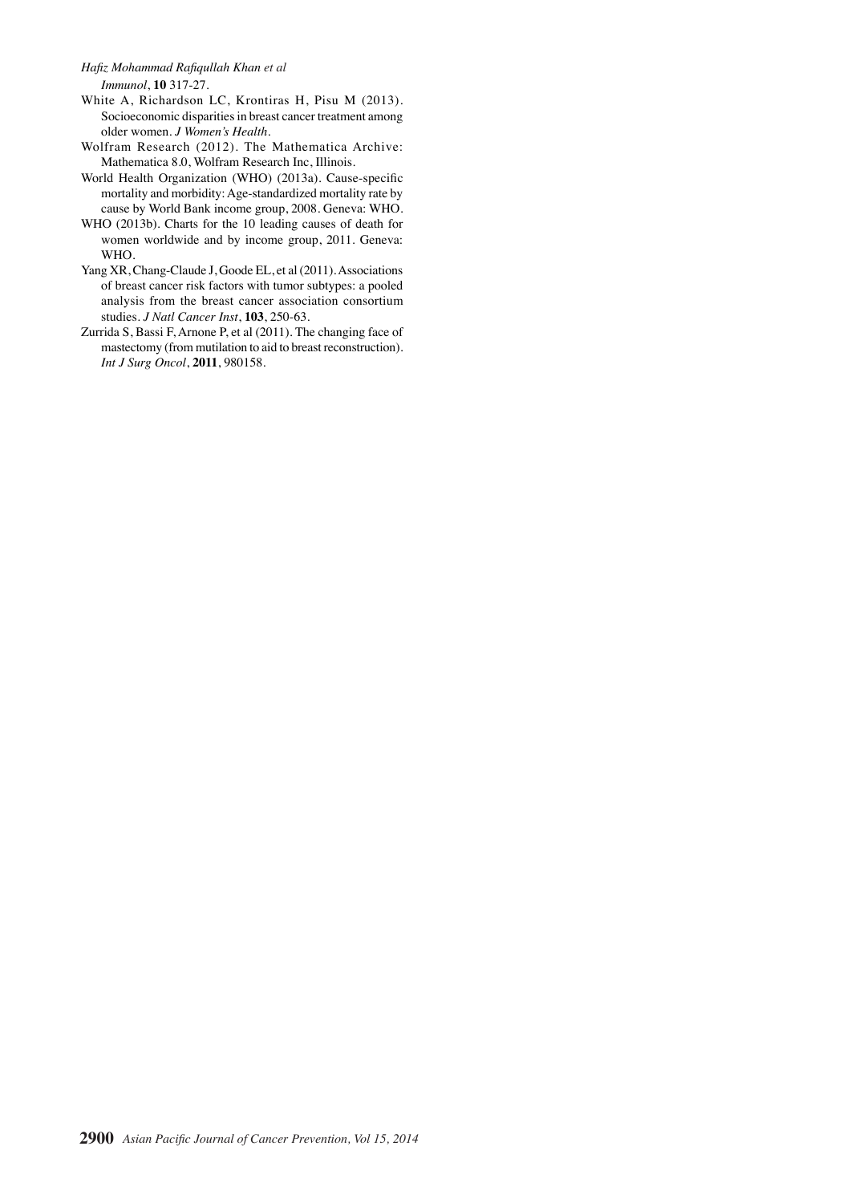Immunol, **10** 317-27.

White A, Richardson LC, Krontiras H, Pisu M (2013). Socioeconomic disparities in breast cancer treatment among older women. *J Women's Health*.

Wolfram Research (2012). The Mathematica Archive: Mathematica 8.0, Wolfram Research Inc, Illinois.

World Health Organization (WHO) (2013a). Cause-specific mortality and morbidity: Age-standardized mortality rate by cause by World Bank income group, 2008. Geneva: WHO.

WHO (2013b). Charts for the 10 leading causes of death for women worldwide and by income group, 2011. Geneva: WHO.

Yang XR, Chang-Claude J, Goode EL, et al (2011). Associations of breast cancer risk factors with tumor subtypes: a pooled analysis from the breast cancer association consortium studies. *J Natl Cancer Inst*, **103**, 250-63.

Zurrida S, Bassi F, Arnone P, et al (2011). The changing face of mastectomy (from mutilation to aid to breast reconstruction). *Int J Surg Oncol*, **2011**, 980158.